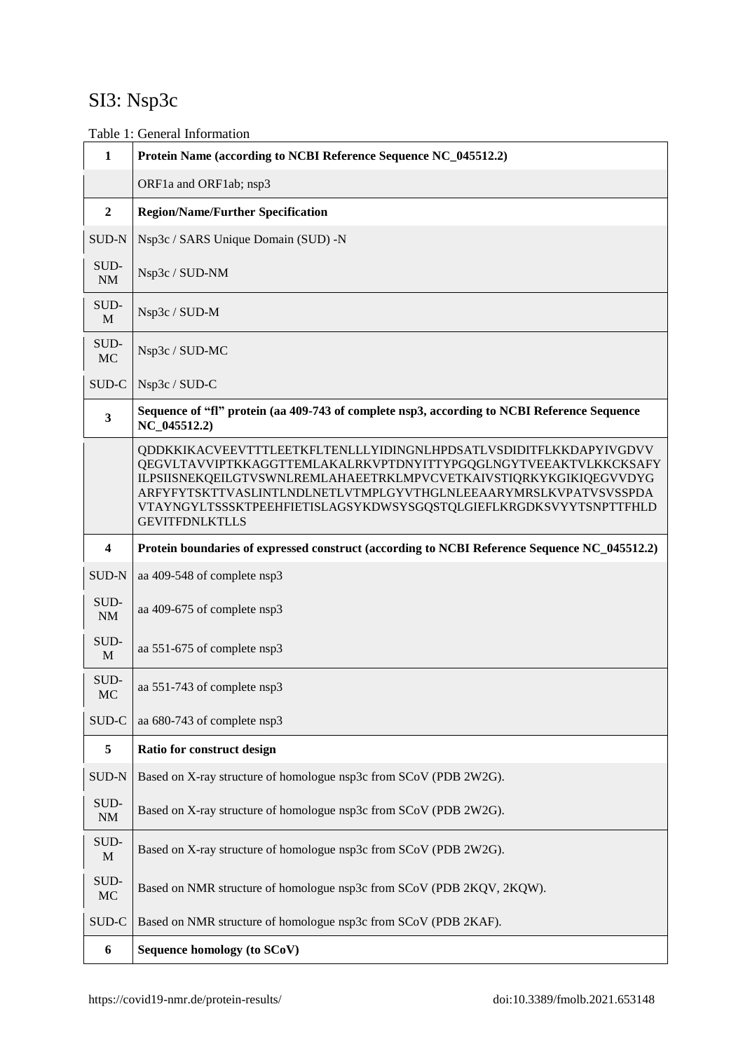# SI3: Nsp3c

Table 1: General Information

| | |
|---|---|
| **1** | **Protein Name (according to NCBI Reference Sequence NC_045512.2)** |
| | ORF1a and ORF1ab; nsp3 |
| **2** | **Region/Name/Further Specification** |
| SUD-N | Nsp3c / SARS Unique Domain (SUD) -N |
| SUD-NM | Nsp3c / SUD-NM |
| SUD-M | Nsp3c / SUD-M |
| SUD-MC | Nsp3c / SUD-MC |
| SUD-C | Nsp3c / SUD-C |
| **3** | **Sequence of "fl" protein (aa 409-743 of complete nsp3, according to NCBI Reference Sequence NC_045512.2)** |
| | QDDKKIKACVEEVTTTLEETKFLTENLLLYIDINGNLHPDSATLVSDIDITFLKKDAPYIVGDVV QEGVLTAVVIPTKKAGGTTEMLAKALRKVPTDNYITTYPGQGLNGYTVEEAKTVLKKCKSAFY ILPSIISNEKQEILGTVSWNLREMLAHAEETRKLMPVCVETKAIVSTIQRKYKGIKIQEGVVDYG ARFYFYTSKTTVASLINTLNDLNETLVTMPLGYVTHGLNLEEAARYMRSLKVPATVSVSSPDA VTAYNGYLTSSSKTPEEHFIETISLAGSYKDWSYSGQSTQLGIEFLKRGDKSVYYTSNPTTFHLD GEVITFDNLKTLLS |
| **4** | **Protein boundaries of expressed construct (according to NCBI Reference Sequence NC_045512.2)** |
| SUD-N | aa 409-548 of complete nsp3 |
| SUD-NM | aa 409-675 of complete nsp3 |
| SUD-M | aa 551-675 of complete nsp3 |
| SUD-MC | aa 551-743 of complete nsp3 |
| SUD-C | aa 680-743 of complete nsp3 |
| **5** | **Ratio for construct design** |
| SUD-N | Based on X-ray structure of homologue nsp3c from SCoV (PDB 2W2G). |
| SUD-NM | Based on X-ray structure of homologue nsp3c from SCoV (PDB 2W2G). |
| SUD-M | Based on X-ray structure of homologue nsp3c from SCoV (PDB 2W2G). |
| SUD-MC | Based on NMR structure of homologue nsp3c from SCoV (PDB 2KQV, 2KQW). |
| SUD-C | Based on NMR structure of homologue nsp3c from SCoV (PDB 2KAF). |
| **6** | **Sequence homology (to SCoV)** |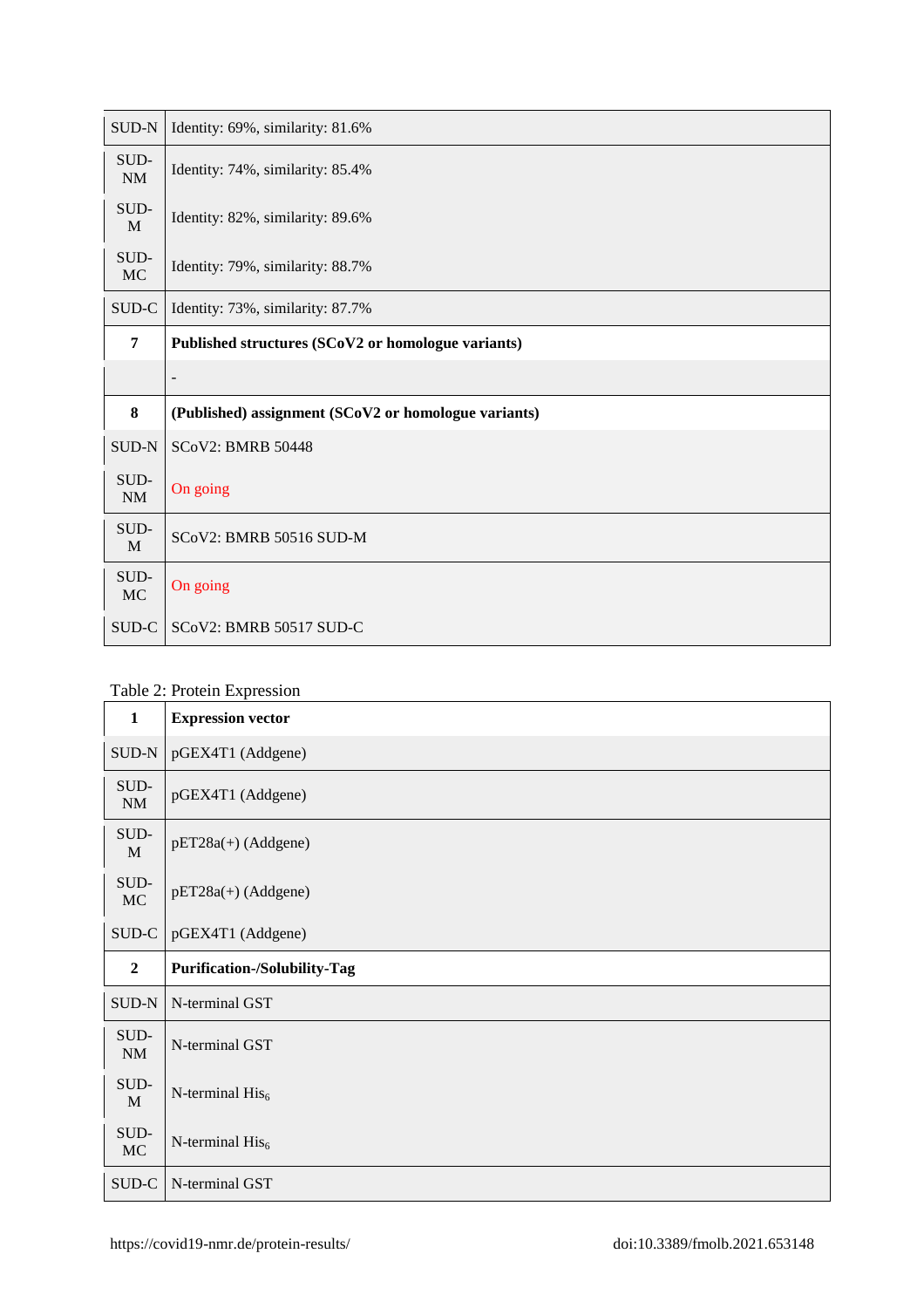| | |
|---|---|
| SUD-N | Identity: 69%, similarity: 81.6% |
| SUD-NM | Identity: 74%, similarity: 85.4% |
| SUD-M | Identity: 82%, similarity: 89.6% |
| SUD-MC | Identity: 79%, similarity: 88.7% |
| SUD-C | Identity: 73%, similarity: 87.7% |
| **7** | **Published structures (SCoV2 or homologue variants)** |
| | - |
| **8** | **(Published) assignment (SCoV2 or homologue variants)** |
| SUD-N | SCoV2: BMRB 50448 |
| SUD-NM | On going |
| SUD-M | SCoV2: BMRB 50516 SUD-M |
| SUD-MC | On going |
| SUD-C | SCoV2: BMRB 50517 SUD-C |

Table 2: Protein Expression

| | |
|---|---|
| **1** | **Expression vector** |
| SUD-N | pGEX4T1 (Addgene) |
| SUD-NM | pGEX4T1 (Addgene) |
| SUD-M | pET28a(+) (Addgene) |
| SUD-MC | pET28a(+) (Addgene) |
| SUD-C | pGEX4T1 (Addgene) |
| **2** | **Purification-/Solubility-Tag** |
| SUD-N | N-terminal GST |
| SUD-NM | N-terminal GST |
| SUD-M | N-terminal $His_6$ |
| SUD-MC | N-terminal $His_6$ |
| SUD-C | N-terminal GST |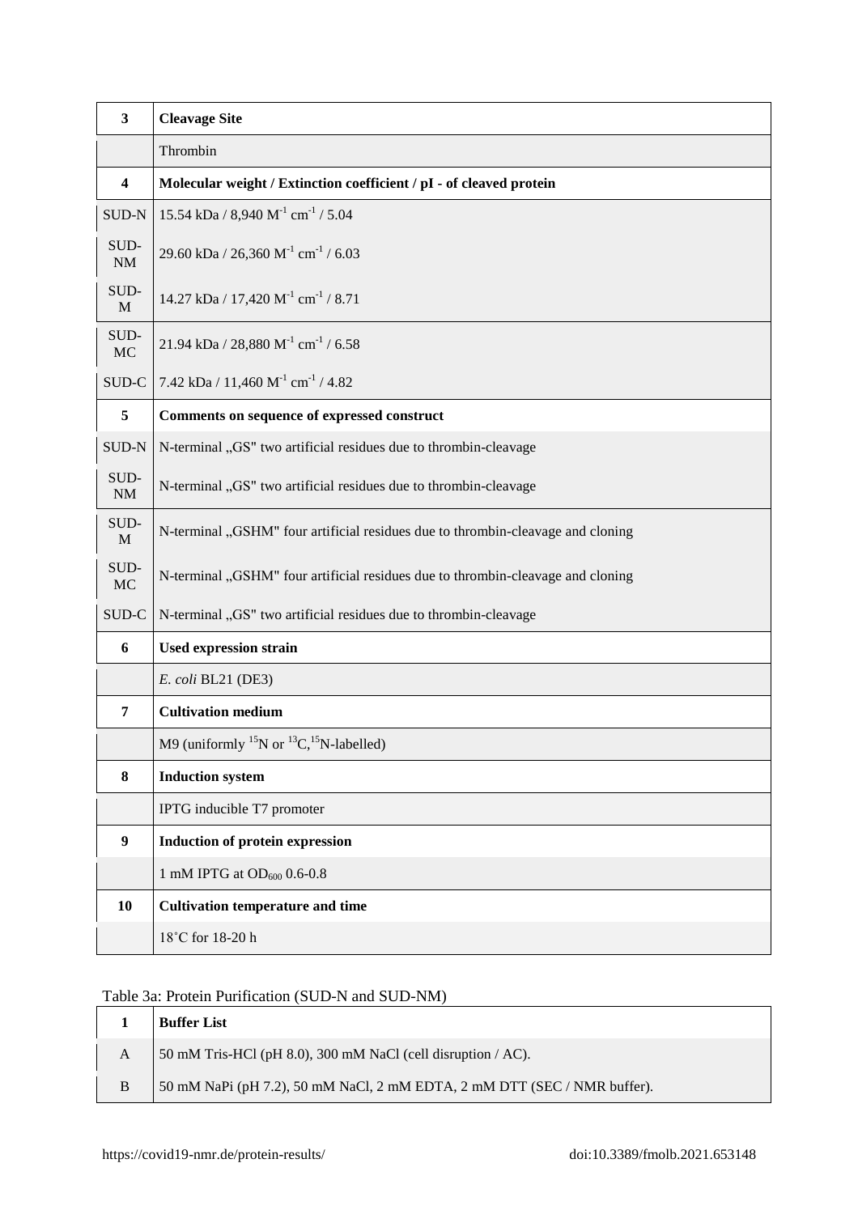| 3 | **Cleavage Site** |
|---|---|
| | Thrombin |
| **4** | **Molecular weight / Extinction coefficient / pI - of cleaved protein** |
| SUD-N | 15.54 kDa / 8,940 $M^{-1}$ $cm^{-1}$ / 5.04 |
| SUD-NM | 29.60 kDa / 26,360 $M^{-1}$ $cm^{-1}$ / 6.03 |
| SUD-M | 14.27 kDa / 17,420 $M^{-1}$ $cm^{-1}$ / 8.71 |
| SUD-MC | 21.94 kDa / 28,880 $M^{-1}$ $cm^{-1}$ / 6.58 |
| SUD-C | 7.42 kDa / 11,460 $M^{-1}$ $cm^{-1}$ / 4.82 |
| **5** | **Comments on sequence of expressed construct** |
| SUD-N | N-terminal „GS" two artificial residues due to thrombin-cleavage |
| SUD-NM | N-terminal „GS" two artificial residues due to thrombin-cleavage |
| SUD-M | N-terminal „GSHM" four artificial residues due to thrombin-cleavage and cloning |
| SUD-MC | N-terminal „GSHM" four artificial residues due to thrombin-cleavage and cloning |
| SUD-C | N-terminal „GS" two artificial residues due to thrombin-cleavage |
| **6** | **Used expression strain** |
| | *E. coli* BL21 (DE3) |
| **7** | **Cultivation medium** |
| | M9 (uniformly $^{15}N$ or $^{13}C$,$^{15}N$-labelled) |
| **8** | **Induction system** |
| | IPTG inducible T7 promoter |
| **9** | **Induction of protein expression** |
| | 1 mM IPTG at $OD_{600}$ 0.6-0.8 |
| **10** | **Cultivation temperature and time** |
| | 18˚C for 18-20 h |

Table 3a: Protein Purification (SUD-N and SUD-NM)

| 1 | **Buffer List** |
|---|---|
| A | 50 mM Tris-HCl (pH 8.0), 300 mM NaCl (cell disruption / AC). |
| B | 50 mM NaPi (pH 7.2), 50 mM NaCl, 2 mM EDTA, 2 mM DTT (SEC / NMR buffer). |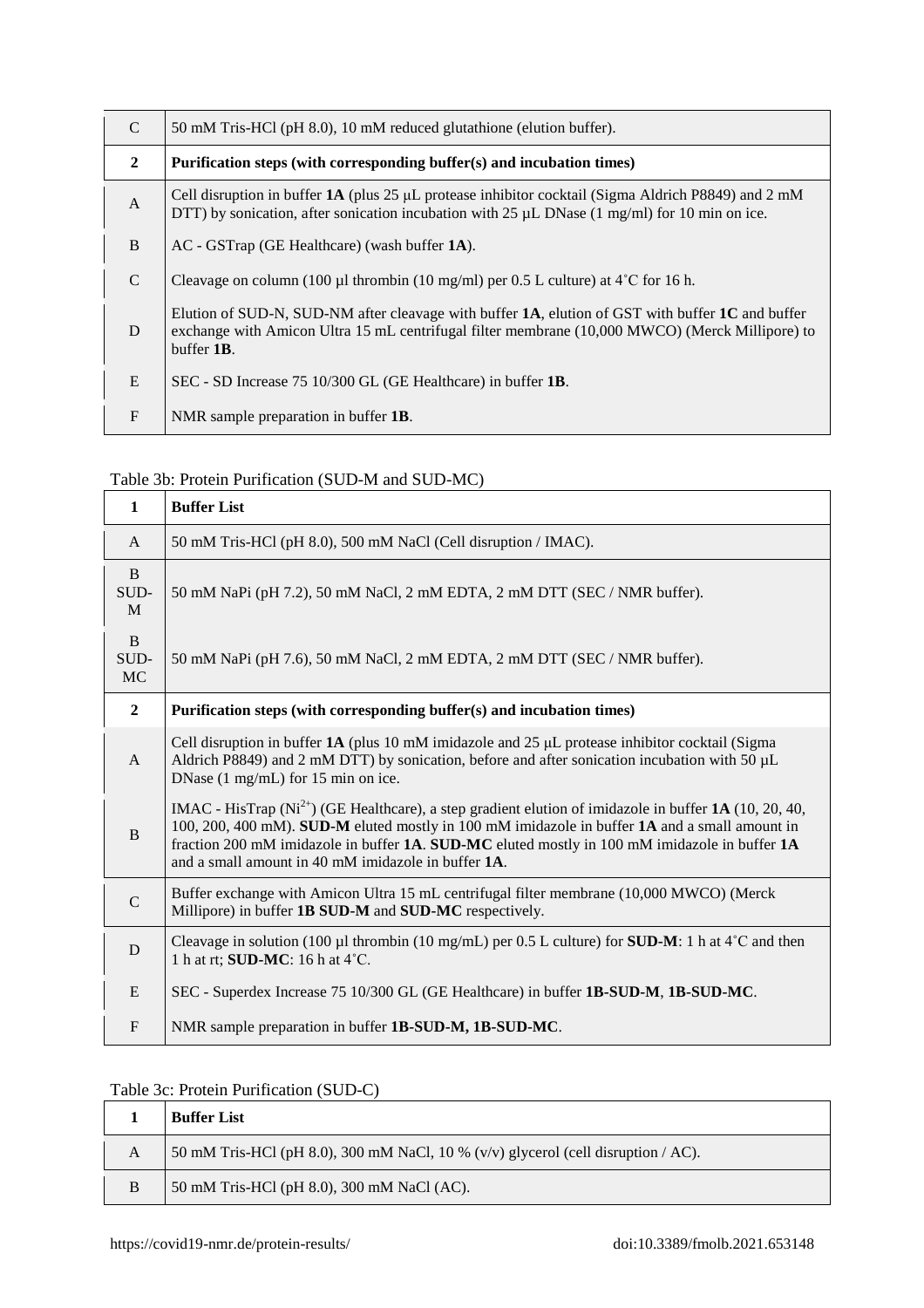| C | 50 mM Tris-HCl (pH 8.0), 10 mM reduced glutathione (elution buffer). |
|---|---|
| **2** | **Purification steps (with corresponding buffer(s) and incubation times)** |
| A | Cell disruption in buffer **1A** (plus 25 µL protease inhibitor cocktail (Sigma Aldrich P8849) and 2 mM DTT) by sonication, after sonication incubation with 25 µL DNase (1 mg/ml) for 10 min on ice. |
| B | AC - GSTrap (GE Healthcare) (wash buffer **1A**). |
| C | Cleavage on column (100 µl thrombin (10 mg/ml) per 0.5 L culture) at 4˚C for 16 h. |
| D | Elution of SUD-N, SUD-NM after cleavage with buffer **1A**, elution of GST with buffer **1C** and buffer exchange with Amicon Ultra 15 mL centrifugal filter membrane (10,000 MWCO) (Merck Millipore) to buffer **1B**. |
| E | SEC - SD Increase 75 10/300 GL (GE Healthcare) in buffer **1B**. |
| F | NMR sample preparation in buffer **1B**. |

Table 3b: Protein Purification (SUD-M and SUD-MC)

| **1** | **Buffer List** |
|---|---|
| A | 50 mM Tris-HCl (pH 8.0), 500 mM NaCl (Cell disruption / IMAC). |
| B SUD-M | 50 mM NaPi (pH 7.2), 50 mM NaCl, 2 mM EDTA, 2 mM DTT (SEC / NMR buffer). |
| B SUD-MC | 50 mM NaPi (pH 7.6), 50 mM NaCl, 2 mM EDTA, 2 mM DTT (SEC / NMR buffer). |
| **2** | **Purification steps (with corresponding buffer(s) and incubation times)** |
| A | Cell disruption in buffer **1A** (plus 10 mM imidazole and 25 µL protease inhibitor cocktail (Sigma Aldrich P8849) and 2 mM DTT) by sonication, before and after sonication incubation with 50 µL DNase (1 mg/mL) for 15 min on ice. |
| B | IMAC - HisTrap ($Ni^{2+}$) (GE Healthcare), a step gradient elution of imidazole in buffer **1A** (10, 20, 40, 100, 200, 400 mM). **SUD-M** eluted mostly in 100 mM imidazole in buffer **1A** and a small amount in fraction 200 mM imidazole in buffer **1A**. **SUD-MC** eluted mostly in 100 mM imidazole in buffer **1A** and a small amount in 40 mM imidazole in buffer **1A**. |
| C | Buffer exchange with Amicon Ultra 15 mL centrifugal filter membrane (10,000 MWCO) (Merck Millipore) in buffer **1B SUD-M** and **SUD-MC** respectively. |
| D | Cleavage in solution (100 µl thrombin (10 mg/mL) per 0.5 L culture) for **SUD-M**: 1 h at 4˚C and then 1 h at rt; **SUD-MC**: 16 h at 4˚C. |
| E | SEC - Superdex Increase 75 10/300 GL (GE Healthcare) in buffer **1B-SUD-M**, **1B-SUD-MC**. |
| F | NMR sample preparation in buffer **1B-SUD-M, 1B-SUD-MC**. |

Table 3c: Protein Purification (SUD-C)

| **1** | **Buffer List** |
|---|---|
| A | 50 mM Tris-HCl (pH 8.0), 300 mM NaCl, 10 % (v/v) glycerol (cell disruption / AC). |
| B | 50 mM Tris-HCl (pH 8.0), 300 mM NaCl (AC). |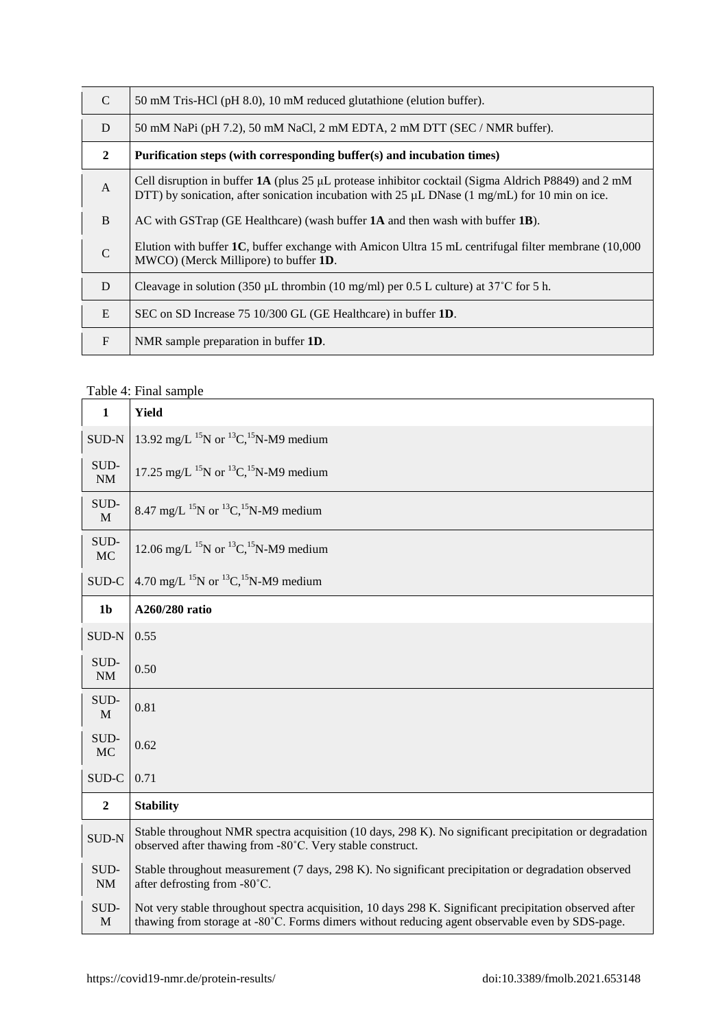| | |
|---|---|
| C | 50 mM Tris-HCl (pH 8.0), 10 mM reduced glutathione (elution buffer). |
| D | 50 mM NaPi (pH 7.2), 50 mM NaCl, 2 mM EDTA, 2 mM DTT (SEC / NMR buffer). |
| **2** | **Purification steps (with corresponding buffer(s) and incubation times)** |
| A | Cell disruption in buffer **1A** (plus 25 µL protease inhibitor cocktail (Sigma Aldrich P8849) and 2 mM DTT) by sonication, after sonication incubation with 25 µL DNase (1 mg/mL) for 10 min on ice. |
| B | AC with GSTrap (GE Healthcare) (wash buffer **1A** and then wash with buffer **1B**). |
| C | Elution with buffer **1C**, buffer exchange with Amicon Ultra 15 mL centrifugal filter membrane (10,000 MWCO) (Merck Millipore) to buffer **1D**. |
| D | Cleavage in solution (350 µL thrombin (10 mg/ml) per 0.5 L culture) at 37˚C for 5 h. |
| E | SEC on SD Increase 75 10/300 GL (GE Healthcare) in buffer **1D**. |
| F | NMR sample preparation in buffer **1D**. |

Table 4: Final sample

| | |
|---|---|
| **1** | **Yield** |
| SUD-N | 13.92 mg/L $^{15}$N or $^{13}$C,$^{15}$N-M9 medium |
| SUD-NM | 17.25 mg/L $^{15}$N or $^{13}$C,$^{15}$N-M9 medium |
| SUD-M | 8.47 mg/L $^{15}$N or $^{13}$C,$^{15}$N-M9 medium |
| SUD-MC | 12.06 mg/L $^{15}$N or $^{13}$C,$^{15}$N-M9 medium |
| SUD-C | 4.70 mg/L $^{15}$N or $^{13}$C,$^{15}$N-M9 medium |
| **1b** | **A260/280 ratio** |
| SUD-N | 0.55 |
| SUD-NM | 0.50 |
| SUD-M | 0.81 |
| SUD-MC | 0.62 |
| SUD-C | 0.71 |
| **2** | **Stability** |
| SUD-N | Stable throughout NMR spectra acquisition (10 days, 298 K). No significant precipitation or degradation observed after thawing from -80˚C. Very stable construct. |
| SUD-NM | Stable throughout measurement (7 days, 298 K). No significant precipitation or degradation observed after defrosting from -80˚C. |
| SUD-M | Not very stable throughout spectra acquisition, 10 days 298 K. Significant precipitation observed after thawing from storage at -80˚C. Forms dimers without reducing agent observable even by SDS-page. |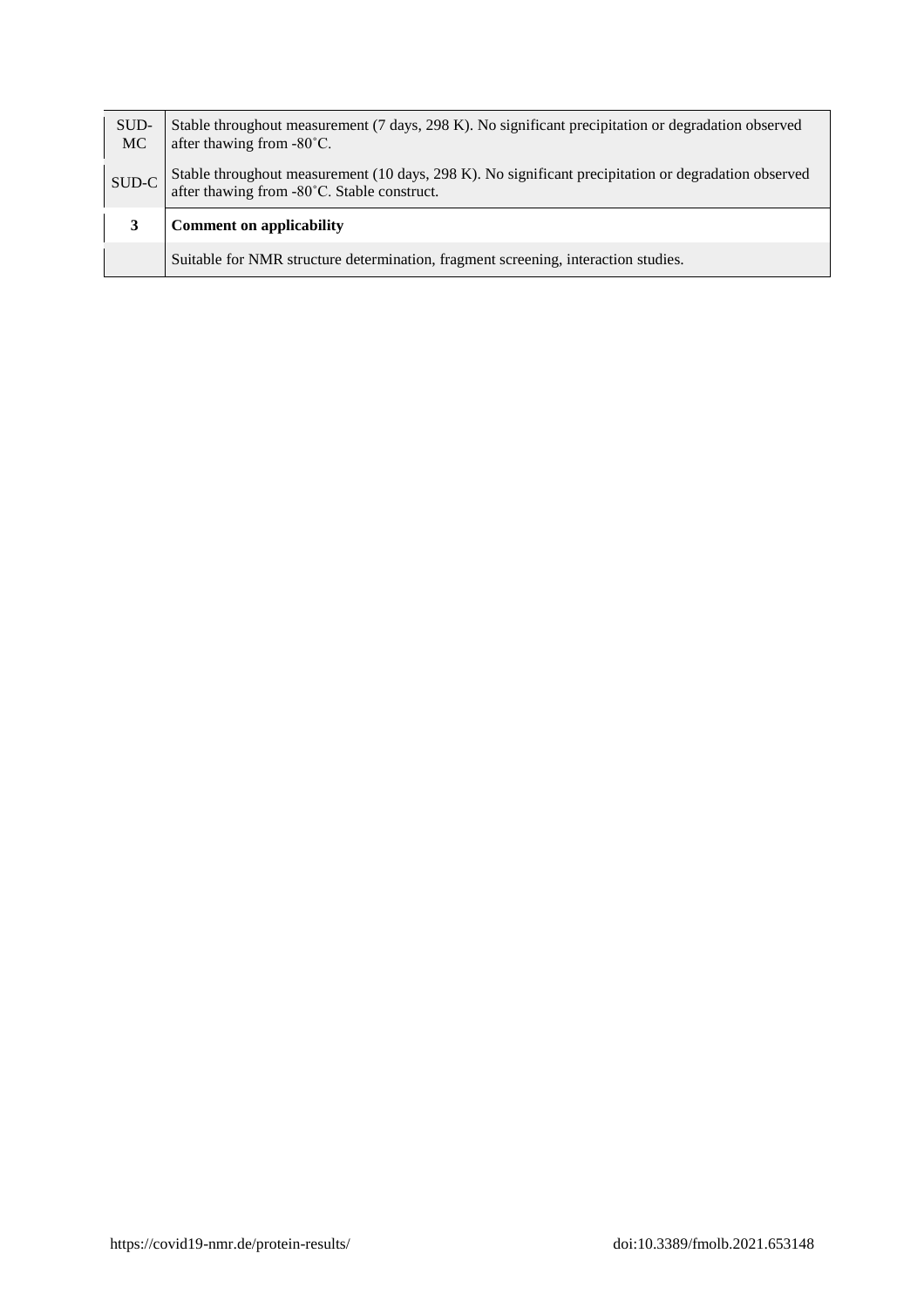| | |
|---|---|
| SUD-MC | Stable throughout measurement (7 days, 298 K). No significant precipitation or degradation observed after thawing from -80˚C. |
| SUD-C | Stable throughout measurement (10 days, 298 K). No significant precipitation or degradation observed after thawing from -80˚C. Stable construct. |
| **3** | **Comment on applicability** |
| | Suitable for NMR structure determination, fragment screening, interaction studies. |